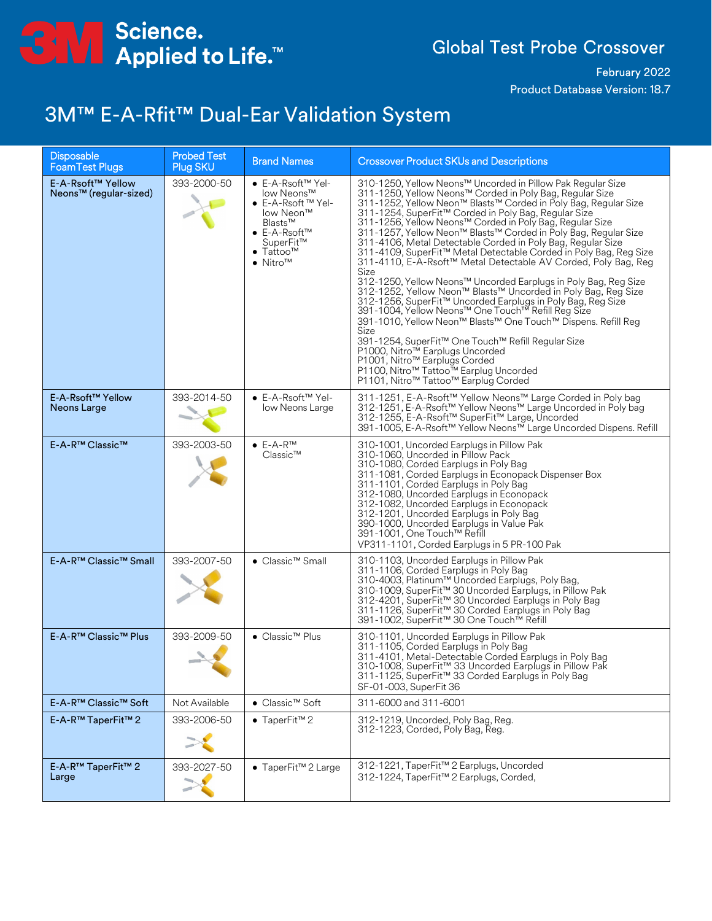3M Science. Applied to Life.™

Global Test Probe Crossover

February 2022

Product Database Version: 18.7

# 3M™ E-A-Rfit™ Dual-Ear Validation System

| Disposable FoamTest Plugs | Probed Test Plug SKU | Brand Names | Crossover Product SKUs and Descriptions |
|---|---|---|---|
| E-A-Rsoft™ Yellow Neons™ (regular-sized) | 393-2000-50 | • E-A-Rsoft™ Yellow Neons™<br>• E-A-Rsoft ™ Yellow Neon™ Blasts™<br>• E-A-Rsoft™ SuperFit™<br>• Tattoo™<br>• Nitro™ | 310-1250, Yellow Neons™ Uncorded in Pillow Pak Regular Size<br>311-1250, Yellow Neons™ Corded in Poly Bag, Regular Size<br>311-1252, Yellow Neon™ Blasts™ Corded in Poly Bag, Regular Size<br>311-1254, SuperFit™ Corded in Poly Bag, Regular Size<br>311-1256, Yellow Neons™ Corded in Poly Bag, Regular Size<br>311-1257, Yellow Neon™ Blasts™ Corded in Poly Bag, Regular Size<br>311-4106, Metal Detectable Corded in Poly Bag, Regular Size<br>311-4109, SuperFit™ Metal Detectable Corded in Poly Bag, Reg Size<br>311-4110, E-A-Rsoft™ Metal Detectable AV Corded, Poly Bag, Reg Size<br>312-1250, Yellow Neons™ Uncorded Earplugs in Poly Bag, Reg Size<br>312-1252, Yellow Neon™ Blasts™ Uncorded in Poly Bag, Reg Size<br>312-1256, SuperFit™ Uncorded Earplugs in Poly Bag, Reg Size<br>391-1004, Yellow Neons™ One Touch™ Refill Reg Size<br>391-1010, Yellow Neon™ Blasts™ One Touch™ Dispens. Refill Reg Size<br>391-1254, SuperFit™ One Touch™ Refill Regular Size<br>P1000, Nitro™ Earplugs Uncorded<br>P1001, Nitro™ Earplugs Corded<br>P1100, Nitro™ Tattoo™ Earplug Uncorded<br>P1101, Nitro™ Tattoo™ Earplug Corded |
| E-A-Rsoft™ Yellow Neons Large | 393-2014-50 | • E-A-Rsoft™ Yellow Neons Large | 311-1251, E-A-Rsoft™ Yellow Neons™ Large Corded in Poly bag<br>312-1251, E-A-Rsoft™ Yellow Neons™ Large Uncorded in Poly bag<br>312-1255, E-A-Rsoft™ SuperFit™ Large, Uncorded<br>391-1005, E-A-Rsoft™ Yellow Neons™ Large Uncorded Dispens. Refill |
| E-A-R™ Classic™ | 393-2003-50 | • E-A-R™ Classic™ | 310-1001, Uncorded Earplugs in Pillow Pak<br>310-1060, Uncorded in Pillow Pack<br>310-1080, Corded Earplugs in Poly Bag<br>311-1081, Corded Earplugs in Econopack Dispenser Box<br>311-1101, Corded Earplugs in Poly Bag<br>312-1080, Uncorded Earplugs in Econopack<br>312-1082, Uncorded Earplugs in Econopack<br>312-1201, Uncorded Earplugs in Poly Bag<br>390-1000, Uncorded Earplugs in Value Pak<br>391-1001, One Touch™ Refill<br>VP311-1101, Corded Earplugs in 5 PR-100 Pak |
| E-A-R™ Classic™ Small | 393-2007-50 | • Classic™ Small | 310-1103, Uncorded Earplugs in Pillow Pak<br>311-1106, Corded Earplugs in Poly Bag<br>310-4003, Platinum™ Uncorded Earplugs, Poly Bag,<br>310-1009, SuperFit™ 30 Uncorded Earplugs, in Pillow Pak<br>312-4201, SuperFit™ 30 Uncorded Earplugs in Poly Bag<br>311-1126, SuperFit™ 30 Corded Earplugs in Poly Bag<br>391-1002, SuperFit™ 30 One Touch™ Refill |
| E-A-R™ Classic™ Plus | 393-2009-50 | • Classic™ Plus | 310-1101, Uncorded Earplugs in Pillow Pak<br>311-1105, Corded Earplugs in Poly Bag<br>311-4101, Metal-Detectable Corded Earplugs in Poly Bag<br>310-1008, SuperFit™ 33 Uncorded Earplugs in Pillow Pak<br>311-1125, SuperFit™ 33 Corded Earplugs in Poly Bag<br>SF-01-003, SuperFit 36 |
| E-A-R™ Classic™ Soft | Not Available | • Classic™ Soft | 311-6000 and 311-6001 |
| E-A-R™ TaperFit™ 2 | 393-2006-50 | • TaperFit™ 2 | 312-1219, Uncorded, Poly Bag, Reg.<br>312-1223, Corded, Poly Bag, Reg. |
| E-A-R™ TaperFit™ 2 Large | 393-2027-50 | • TaperFit™ 2 Large | 312-1221, TaperFit™ 2 Earplugs, Uncorded<br>312-1224, TaperFit™ 2 Earplugs, Corded, |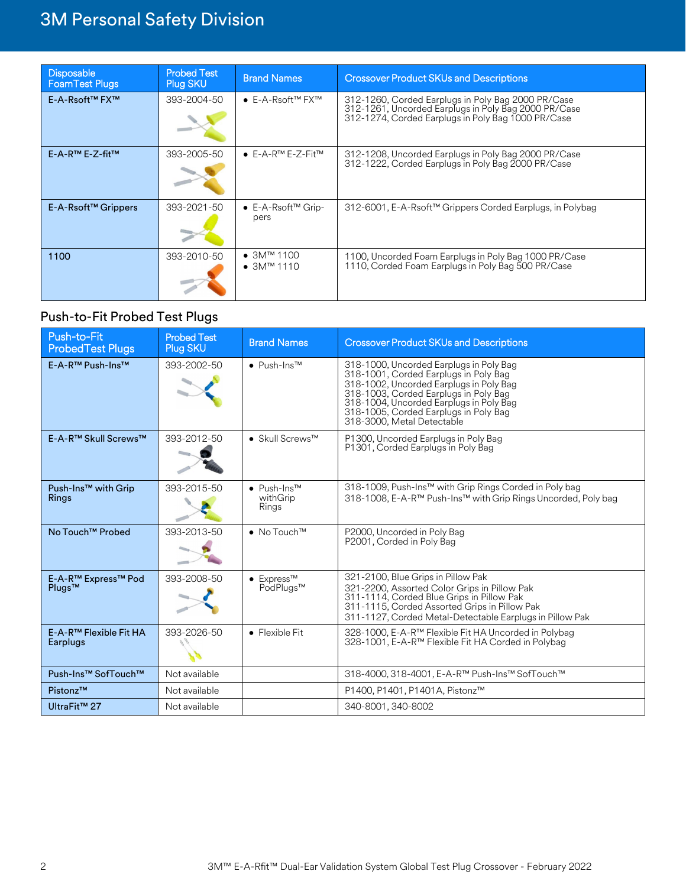| Disposable FoamTest Plugs | Probed Test Plug SKU | Brand Names | Crossover Product SKUs and Descriptions |
|---|---|---|---|
| E-A-Rsoft™ FX™ | 393-2004-50 | • E-A-Rsoft™ FX™ | 312-1260, Corded Earplugs in Poly Bag 2000 PR/Case<br>312-1261, Uncorded Earplugs in Poly Bag 2000 PR/Case<br>312-1274, Corded Earplugs in Poly Bag 1000 PR/Case |
| E-A-R™ E-Z-fit™ | 393-2005-50 | • E-A-R™ E-Z-Fit™ | 312-1208, Uncorded Earplugs in Poly Bag 2000 PR/Case<br>312-1222, Corded Earplugs in Poly Bag 2000 PR/Case |
| E-A-Rsoft™ Grippers | 393-2021-50 | • E-A-Rsoft™ Grippers | 312-6001, E-A-Rsoft™ Grippers Corded Earplugs, in Polybag |
| 1100 | 393-2010-50 | • 3M™ 1100<br>• 3M™ 1110 | 1100, Uncorded Foam Earplugs in Poly Bag 1000 PR/Case<br>1110, Corded Foam Earplugs in Poly Bag 500 PR/Case |

## Push-to-Fit Probed Test Plugs

| Push-to-Fit ProbedTest Plugs | Probed Test Plug SKU | Brand Names | Crossover Product SKUs and Descriptions |
|---|---|---|---|
| E-A-R™ Push-Ins™ | 393-2002-50 | • Push-Ins™ | 318-1000, Uncorded Earplugs in Poly Bag<br>318-1001, Corded Earplugs in Poly Bag<br>318-1002, Uncorded Earplugs in Poly Bag<br>318-1003, Corded Earplugs in Poly Bag<br>318-1004, Uncorded Earplugs in Poly Bag<br>318-1005, Corded Earplugs in Poly Bag<br>318-3000, Metal Detectable |
| E-A-R™ Skull Screws™ | 393-2012-50 | • Skull Screws™ | P1300, Uncorded Earplugs in Poly Bag<br>P1301, Corded Earplugs in Poly Bag |
| Push-Ins™ with Grip Rings | 393-2015-50 | • Push-Ins™ withGrip Rings | 318-1009, Push-Ins™ with Grip Rings Corded in Poly bag<br>318-1008, E-A-R™ Push-Ins™ with Grip Rings Uncorded, Poly bag |
| No Touch™ Probed | 393-2013-50 | • No Touch™ | P2000, Uncorded in Poly Bag<br>P2001, Corded in Poly Bag |
| E-A-R™ Express™ Pod Plugs™ | 393-2008-50 | • Express™ PodPlugs™ | 321-2100, Blue Grips in Pillow Pak<br>321-2200, Assorted Color Grips in Pillow Pak<br>311-1114, Corded Blue Grips in Pillow Pak<br>311-1115, Corded Assorted Grips in Pillow Pak<br>311-1127, Corded Metal-Detectable Earplugs in Pillow Pak |
| E-A-R™ Flexible Fit HA Earplugs | 393-2026-50 | • Flexible Fit | 328-1000, E-A-R™ Flexible Fit HA Uncorded in Polybag<br>328-1001, E-A-R™ Flexible Fit HA Corded in Polybag |
| Push-Ins™ SofTouch™ | Not available | | 318-4000, 318-4001, E-A-R™ Push-Ins™ SofTouch™ |
| Pistonz™ | Not available | | P1400, P1401, P1401A, Pistonz™ |
| UltraFit™ 27 | Not available | | 340-8001, 340-8002 |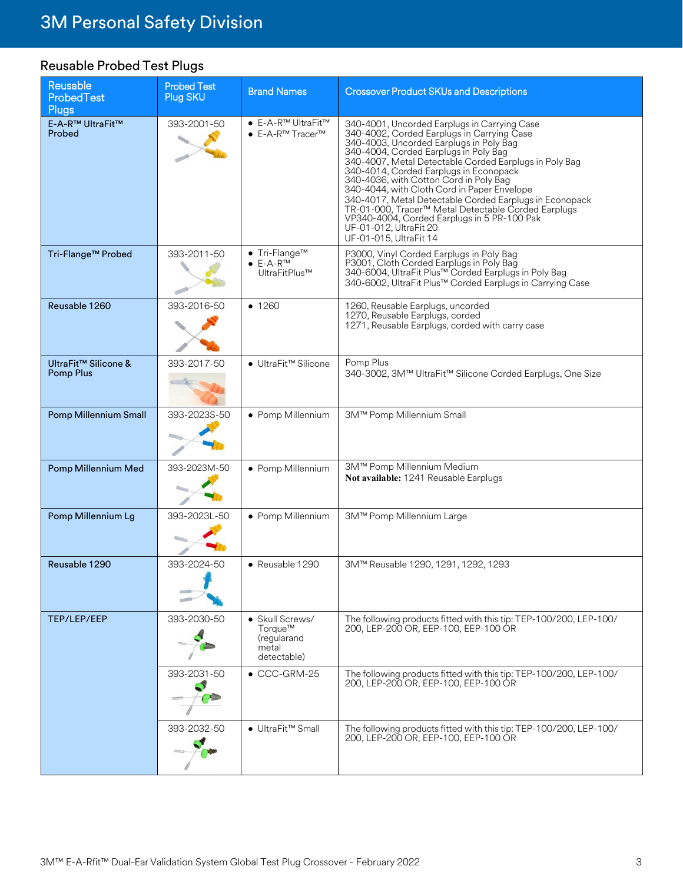## Reusable Probed Test Plugs

| Reusable ProbedTest Plugs | Probed Test Plug SKU | Brand Names | Crossover Product SKUs and Descriptions |
|---|---|---|---|
| E-A-R™ UltraFit™ Probed | 393-2001-50 | • E-A-R™ UltraFit™<br>• E-A-R™ Tracer™ | 340-4001, Uncorded Earplugs in Carrying Case<br>340-4002, Corded Earplugs in Carrying Case<br>340-4003, Uncorded Earplugs in Poly Bag<br>340-4004, Corded Earplugs in Poly Bag<br>340-4007, Metal Detectable Corded Earplugs in Poly Bag<br>340-4014, Corded Earplugs in Econopack<br>340-4036, with Cotton Cord in Poly Bag<br>340-4044, with Cloth Cord in Paper Envelope<br>340-4017, Metal Detectable Corded Earplugs in Econopack<br>TR-01-000, Tracer™ Metal Detectable Corded Earplugs<br>VP340-4004, Corded Earplugs in 5 PR-100 Pak<br>UF-01-012, UltraFit 20<br>UF-01-015, UltraFit 14 |
| Tri-Flange™ Probed | 393-2011-50 | • Tri-Flange™<br>• E-A-R™ UltraFitPlus™ | P3000, Vinyl Corded Earplugs in Poly Bag<br>P3001, Cloth Corded Earplugs in Poly Bag<br>340-6004, UltraFit Plus™ Corded Earplugs in Poly Bag<br>340-6002, UltraFit Plus™ Corded Earplugs in Carrying Case |
| Reusable 1260 | 393-2016-50 | • 1260 | 1260, Reusable Earplugs, uncorded<br>1270, Reusable Earplugs, corded<br>1271, Reusable Earplugs, corded with carry case |
| UltraFit™ Silicone & Pomp Plus | 393-2017-50 | • UltraFit™ Silicone | Pomp Plus<br>340-3002, 3M™ UltraFit™ Silicone Corded Earplugs, One Size |
| Pomp Millennium Small | 393-2023S-50 | • Pomp Millennium | 3M™ Pomp Millennium Small |
| Pomp Millennium Med | 393-2023M-50 | • Pomp Millennium | 3M™ Pomp Millennium Medium<br>**Not available:** 1241 Reusable Earplugs |
| Pomp Millennium Lg | 393-2023L-50 | • Pomp Millennium | 3M™ Pomp Millennium Large |
| Reusable 1290 | 393-2024-50 | • Reusable 1290 | 3M™ Reusable 1290, 1291, 1292, 1293 |
| TEP/LEP/EEP | 393-2030-50 | • Skull Screws/ Torque™ (regularand metal detectable) | The following products fitted with this tip: TEP-100/200, LEP-100/ 200, LEP-200 OR, EEP-100, EEP-100 OR |
| | 393-2031-50 | • CCC-GRM-25 | The following products fitted with this tip: TEP-100/200, LEP-100/ 200, LEP-200 OR, EEP-100, EEP-100 OR |
| | 393-2032-50 | • UltraFit™ Small | The following products fitted with this tip: TEP-100/200, LEP-100/ 200, LEP-200 OR, EEP-100, EEP-100 OR |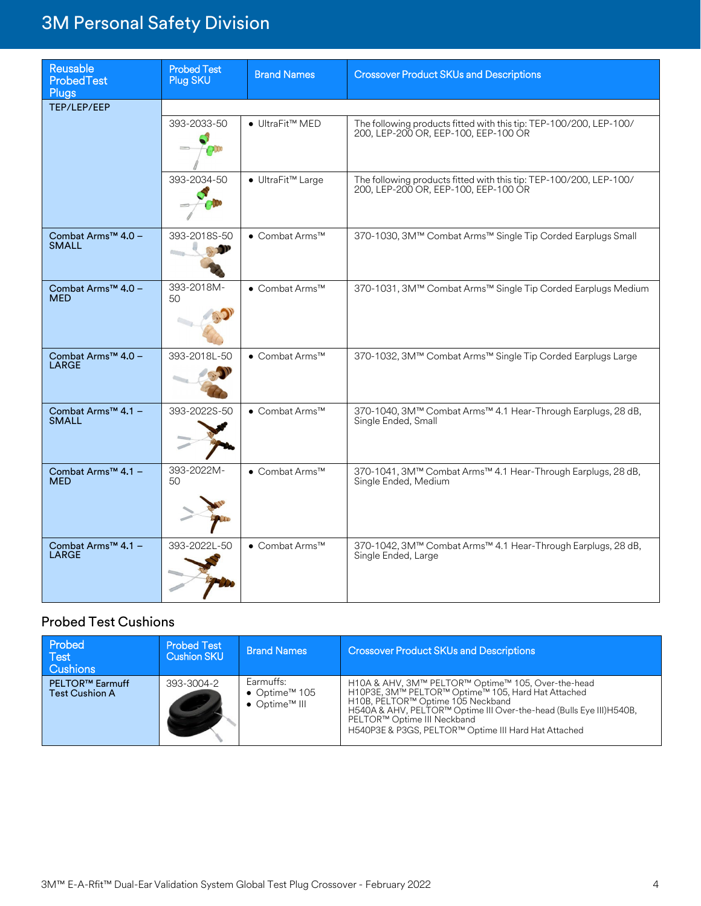## 3M Personal Safety Division

| Reusable ProbedTest Plugs | Probed Test Plug SKU | Brand Names | Crossover Product SKUs and Descriptions |
|---|---|---|---|
| TEP/LEP/EEP | | | |
| | 393-2033-50 | • UltraFit™ MED | The following products fitted with this tip: TEP-100/200, LEP-100/200, LEP-200 OR, EEP-100, EEP-100 OR |
| | 393-2034-50 | • UltraFit™ Large | The following products fitted with this tip: TEP-100/200, LEP-100/200, LEP-200 OR, EEP-100, EEP-100 OR |
| Combat Arms™ 4.0 – SMALL | 393-2018S-50 | • Combat Arms™ | 370-1030, 3M™ Combat Arms™ Single Tip Corded Earplugs Small |
| Combat Arms™ 4.0 – MED | 393-2018M-50 | • Combat Arms™ | 370-1031, 3M™ Combat Arms™ Single Tip Corded Earplugs Medium |
| Combat Arms™ 4.0 – LARGE | 393-2018L-50 | • Combat Arms™ | 370-1032, 3M™ Combat Arms™ Single Tip Corded Earplugs Large |
| Combat Arms™ 4.1 – SMALL | 393-2022S-50 | • Combat Arms™ | 370-1040, 3M™ Combat Arms™ 4.1 Hear-Through Earplugs, 28 dB, Single Ended, Small |
| Combat Arms™ 4.1 – MED | 393-2022M-50 | • Combat Arms™ | 370-1041, 3M™ Combat Arms™ 4.1 Hear-Through Earplugs, 28 dB, Single Ended, Medium |
| Combat Arms™ 4.1 – LARGE | 393-2022L-50 | • Combat Arms™ | 370-1042, 3M™ Combat Arms™ 4.1 Hear-Through Earplugs, 28 dB, Single Ended, Large |

### Probed Test Cushions

| Probed Test Cushions | Probed Test Cushion SKU | Brand Names | Crossover Product SKUs and Descriptions |
|---|---|---|---|
| PELTOR™ Earmuff Test Cushion A | 393-3004-2 | Earmuffs:<br>• Optime™ 105<br>• Optime™ III | H10A & AHV, 3M™ PELTOR™ Optime™ 105, Over-the-head<br>H10P3E, 3M™ PELTOR™ Optime™ 105, Hard Hat Attached<br>H10B, PELTOR™ Optime 105 Neckband<br>H540A & AHV, PELTOR™ Optime III Over-the-head (Bulls Eye III)H540B, PELTOR™ Optime III Neckband<br>H540P3E & P3GS, PELTOR™ Optime III Hard Hat Attached |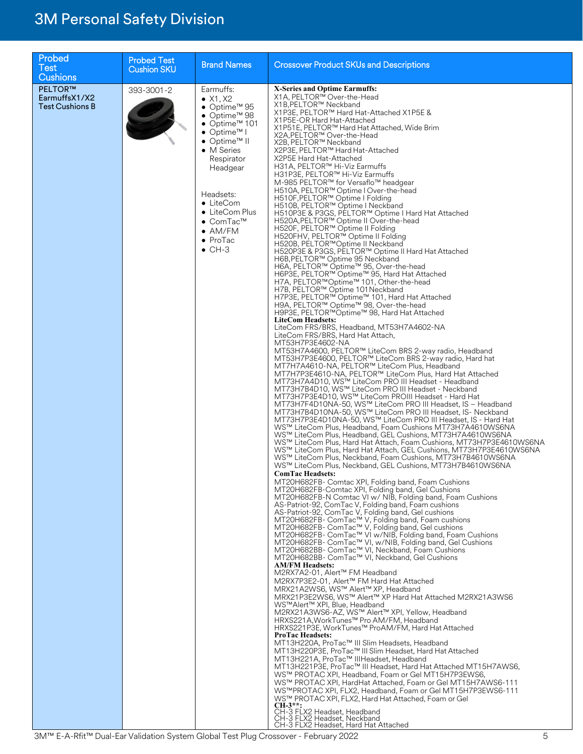| Probed Test Cushions | Probed Test Cushion SKU | Brand Names | Crossover Product SKUs and Descriptions |
|---|---|---|---|
| PELTOR™ EarmuffsX1/X2 Test Cushions B | 393-3001-2 | Earmuffs:<br>• X1, X2<br>• Optime™ 95<br>• Optime™ 98<br>• Optime™ 101<br>• Optime™ I<br>• Optime™ II<br>• M Series Respirator Headgear<br><br>Headsets:<br>• LiteCom<br>• LiteCom Plus<br>• ComTac™<br>• AM/FM<br>• ProTac<br>• CH-3 | **X-Series and Optime Earmuffs:**<br>X1A, PELTOR™ Over-the-Head<br>X1B,PELTOR™ Neckband<br>X1P3E, PELTOR™ Hard Hat-Attached X1P5E &<br>X1P5E-OR Hard Hat-Attached<br>X1P51E, PELTOR™ Hard Hat Attached, Wide Brim<br>X2A,PELTOR™ Over-the-Head<br>X2B, PELTOR™ Neckband<br>X2P3E, PELTOR™ Hard Hat-Attached<br>X2P5E Hard Hat-Attached<br>H31A, PELTOR™ Hi-Viz Earmuffs<br>H31P3E, PELTOR™ Hi-Viz Earmuffs<br>M-985 PELTOR™ for Versaflo™ headgear<br>H510A, PELTOR™ Optime I Over-the-head<br>H510F,PELTOR™ Optime I Folding<br>H510B, PELTOR™ Optime I Neckband<br>H510P3E & P3GS, PELTOR™ Optime I Hard Hat Attached<br>H520A,PELTOR™ Optime II Over-the-head<br>H520F, PELTOR™ Optime II Folding<br>H520FHV, PELTOR™ Optime II Folding<br>H520B, PELTOR™Optime II Neckband<br>H520P3E & P3GS, PELTOR™ Optime II Hard Hat Attached<br>H6B,PELTOR™ Optime 95 Neckband<br>H6A, PELTOR™ Optime™ 95, Over-the-head<br>H6P3E, PELTOR™ Optime™ 95, Hard Hat Attached<br>H7A, PELTOR™Optime™ 101, Other-the-head<br>H7B, PELTOR™ Optime 101Neckband<br>H7P3E, PELTOR™ Optime™ 101, Hard Hat Attached<br>H9A, PELTOR™ Optime™ 98, Over-the-head<br>H9P3E, PELTOR™Optime™ 98, Hard Hat Attached<br>**LiteCom Headsets:**<br>LiteCom FRS/BRS, Headband, MT53H7A4602-NA<br>LiteCom FRS/BRS, Hard Hat Attach,<br>MT53H7P3E4602-NA<br>MT53H7A4600, PELTOR™ LiteCom BRS 2-way radio, Headband<br>MT53H7P3E4600, PELTOR™ LiteCom BRS 2-way radio, Hard hat<br>MT7H7A4610-NA, PELTOR™ LiteCom Plus, Headband<br>MT7H7P3E4610-NA, PELTOR™ LiteCom Plus, Hard Hat Attached<br>MT73H7A4D10, WS™ LiteCom PRO III Headset - Headband<br>MT73H7B4D10, WS™ LiteCom PRO III Headset - Neckband<br>MT73H7P3E4D10, WS™ LiteCom PROIII Headset - Hard Hat<br>MT73H7F4D10NA-50, WS™ LiteCom PRO III Headset, IS – Headband<br>MT73H7B4D10NA-50, WS™ LiteCom PRO III Headset, IS- Neckband<br>MT73H7P3E4D10NA-50, WS™ LiteCom PRO III Headset, IS - Hard Hat<br>WS™ LiteCom Plus, Headband, Foam Cushions MT73H7A4610WS6NA<br>WS™ LiteCom Plus, Headband, GEL Cushions, MT73H7A4610WS6NA<br>WS™ LiteCom Plus, Hard Hat Attach, Foam Cushions, MT73H7P3E4610WS6NA<br>WS™ LiteCom Plus, Hard Hat Attach, GEL Cushions, MT73H7P3E4610WS6NA<br>WS™ LiteCom Plus, Neckband, Foam Cushions, MT73H7B4610WS6NA<br>WS™ LiteCom Plus, Neckband, GEL Cushions, MT73H7B4610WS6NA<br>**ComTac Headsets:**<br>MT20H682FB- Comtac XPI, Folding band, Foam Cushions<br>MT20H682FB-Comtac XPI, Folding band, Gel Cushions<br>MT20H682FB-N Comtac VI w/ NIB, Folding band, Foam Cushions<br>AS-Patriot-92, ComTac V, Folding band, Foam cushions<br>AS-Patriot-92, ComTac V, Folding band, Gel cushions<br>MT20H682FB- ComTac™ V, Folding band, Foam cushions<br>MT20H682FB- ComTac™ V, Folding band, Gel cushions<br>MT20H682FB- ComTac™ VI w/NIB, Folding band, Foam Cushions<br>MT20H682FB- ComTac™ VI, w/NIB, Folding band, Gel Cushions<br>MT20H682BB- ComTac™ VI, Neckband, Foam Cushions<br>MT20H682BB- ComTac™ VI, Neckband, Gel Cushions<br>**AM/FM Headsets:**<br>M2RX7A2-01, Alert™ FM Headband<br>M2RX7P3E2-01, Alert™ FM Hard Hat Attached<br>MRX21A2WS6, WS™ Alert™ XP, Headband<br>MRX21P3E2WS6, WS™ Alert™ XP Hard Hat Attached M2RX21A3WS6<br>WS™Alert™ XPI, Blue, Headband<br>M2RX21A3WS6-AZ, WS™ Alert™ XPI, Yellow, Headband<br>HRXS221A,WorkTunes™ Pro AM/FM, Headband<br>HRXS221P3E, WorkTunes™ ProAM/FM, Hard Hat Attached<br>**ProTac Headsets:**<br>MT13H220A, ProTac™ III Slim Headsets, Headband<br>MT13H220P3E, ProTac™ III Slim Headset, Hard Hat Attached<br>MT13H221A, ProTac™ IIIHeadset, Headband<br>MT13H221P3E, ProTac™ III Headset, Hard Hat Attached MT15H7AWS6,<br>WS™ PROTAC XPI, Headband, Foam or Gel MT15H7P3EWS6,<br>WS™ PROTAC XPI, HardHat Attached, Foam or Gel MT15H7AWS6-111<br>WS™PROTAC XPI, FLX2, Headband, Foam or Gel MT15H7P3EWS6-111<br>WS™ PROTAC XPI, FLX2, Hard Hat Attached, Foam or Gel<br>**CH-3**\*\*:<br>CH-3 FLX2 Headset, Headband<br>CH-3 FLX2 Headset, Neckband<br>CH-3 FLX2 Headset, Hard Hat Attached |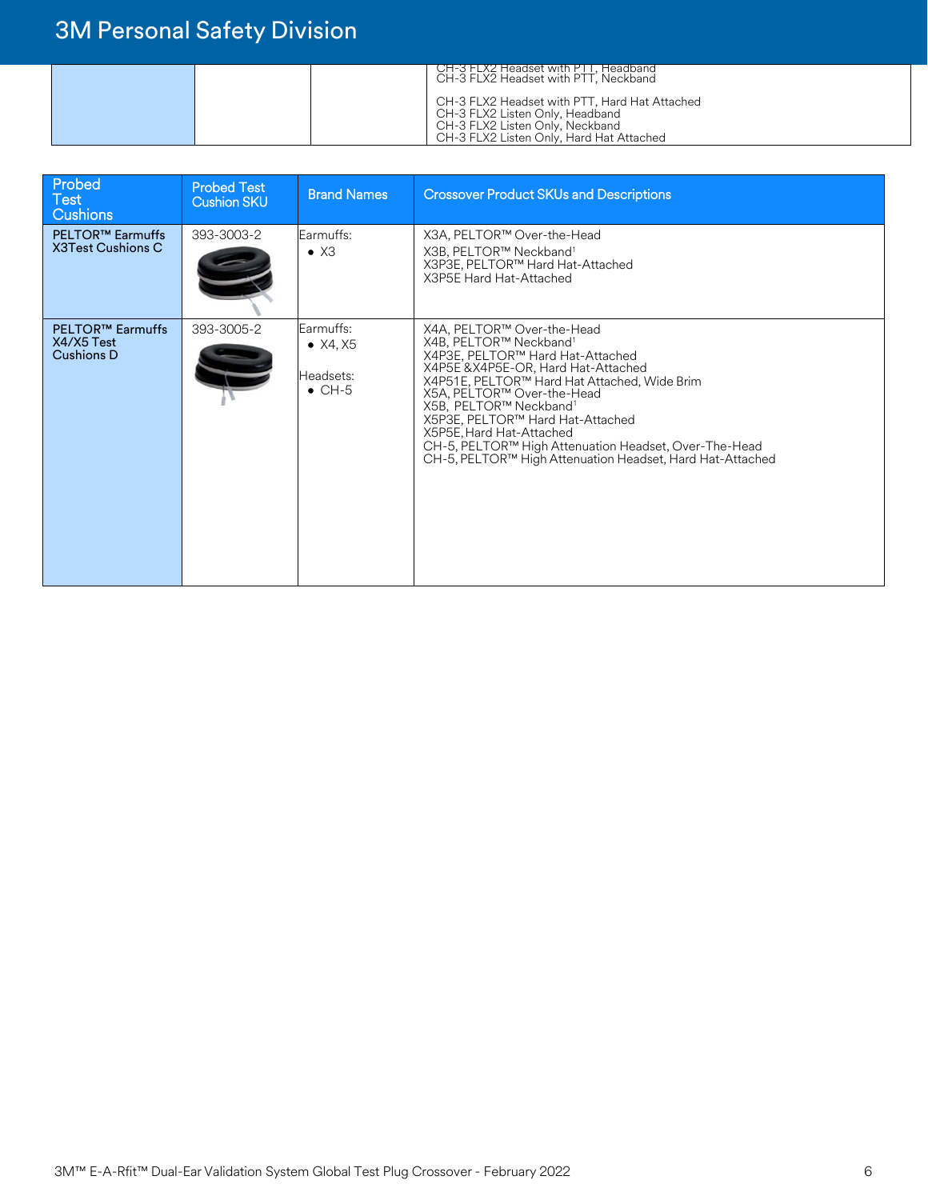| | | | CH-3 FLX2 Headset with PTT, Headband<br>CH-3 FLX2 Headset with PTT, Neckband<br><br>CH-3 FLX2 Headset with PTT, Hard Hat Attached<br>CH-3 FLX2 Listen Only, Headband<br>CH-3 FLX2 Listen Only, Neckband<br>CH-3 FLX2 Listen Only, Hard Hat Attached |
|---|---|---|---|

| Probed Test Cushions | Probed Test Cushion SKU | Brand Names | Crossover Product SKUs and Descriptions |
|---|---|---|---|
| PELTOR™ Earmuffs X3Test Cushions C | 393-3003-2 | Earmuffs:<br>• X3 | X3A, PELTOR™ Over-the-Head<br>X3B, PELTOR™ Neckband[1]<br>X3P3E, PELTOR™ Hard Hat-Attached<br>X3P5E Hard Hat-Attached |
| PELTOR™ Earmuffs X4/X5 Test Cushions D | 393-3005-2 | Earmuffs:<br>• X4, X5<br><br>Headsets:<br>• CH-5 | X4A, PELTOR™ Over-the-Head<br>X4B, PELTOR™ Neckband[1]<br>X4P3E, PELTOR™ Hard Hat-Attached<br>X4P5E &X4P5E-OR, Hard Hat-Attached<br>X4P51E, PELTOR™ Hard Hat Attached, Wide Brim<br>X5A, PELTOR™ Over-the-Head<br>X5B, PELTOR™ Neckband[1]<br>X5P3E, PELTOR™ Hard Hat-Attached<br>X5P5E, Hard Hat-Attached<br>CH-5, PELTOR™ High Attenuation Headset, Over-The-Head<br>CH-5, PELTOR™ High Attenuation Headset, Hard Hat-Attached |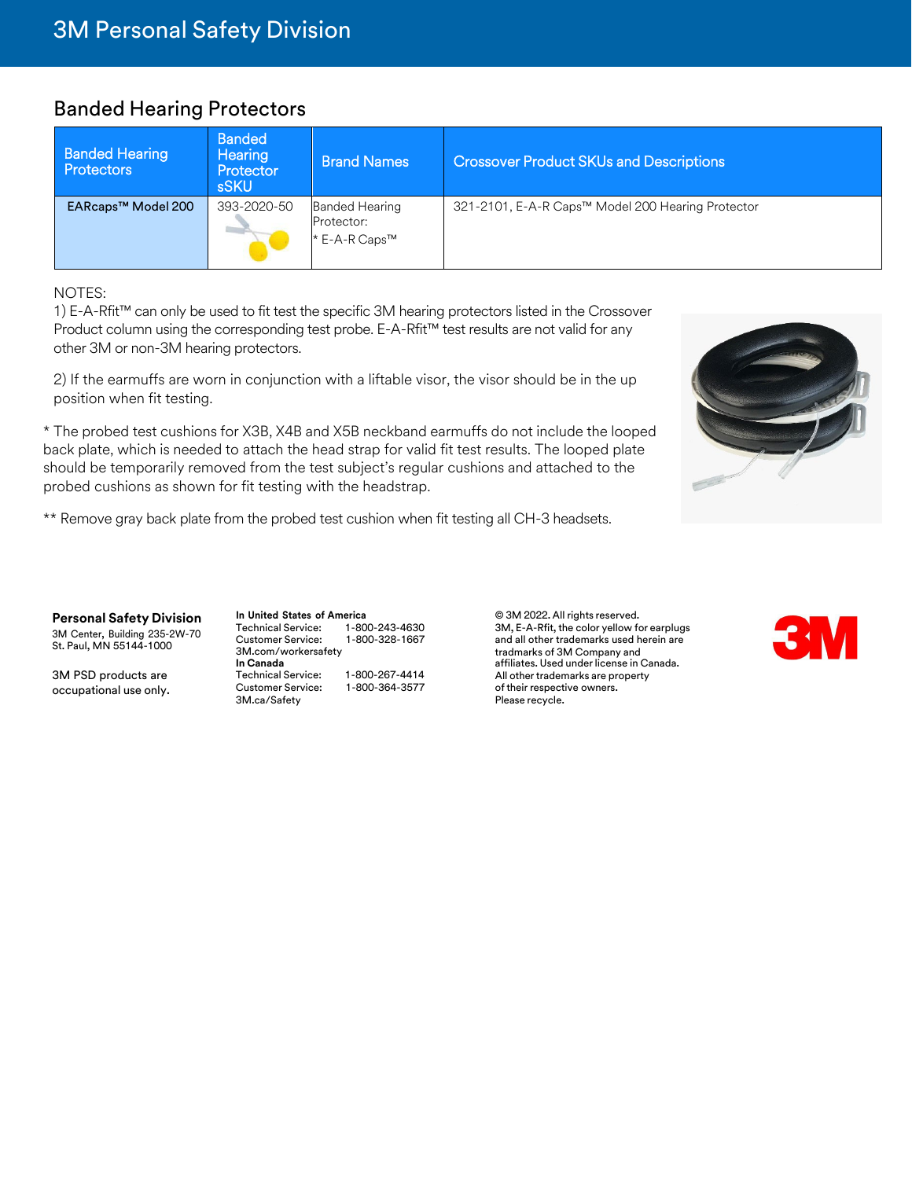3M Personal Safety Division

## Banded Hearing Protectors

| Banded Hearing Protectors | Banded Hearing Protector sSKU | Brand Names | Crossover Product SKUs and Descriptions |
|---|---|---|---|
| EARcaps™ Model 200 | 393-2020-50 | Banded Hearing Protector: * E-A-R Caps™ | 321-2101, E-A-R Caps™ Model 200 Hearing Protector |

NOTES:

1) E-A-Rfit™ can only be used to fit test the specific 3M hearing protectors listed in the Crossover Product column using the corresponding test probe. E-A-Rfit™ test results are not valid for any other 3M or non-3M hearing protectors.

2) If the earmuffs are worn in conjunction with a liftable visor, the visor should be in the up position when fit testing.

* The probed test cushions for X3B, X4B and X5B neckband earmuffs do not include the looped back plate, which is needed to attach the head strap for valid fit test results. The looped plate should be temporarily removed from the test subject's regular cushions and attached to the probed cushions as shown for fit testing with the headstrap.

** Remove gray back plate from the probed test cushion when fit testing all CH-3 headsets.

**Personal Safety Division**
3M Center, Building 235-2W-70
St. Paul, MN 55144-1000

3M PSD products are occupational use only.

**In United States of America**
Technical Service: 1-800-243-4630
Customer Service: 1-800-328-1667
3M.com/workersafety
**In Canada**
Technical Service: 1-800-267-4414
Customer Service: 1-800-364-3577
3M.ca/Safety

© 3M 2022. All rights reserved.
3M, E-A-Rfit, the color yellow for earplugs and all other trademarks used herein are tradmarks of 3M Company and affiliates. Used under license in Canada.
All other trademarks are property of their respective owners.
Please recycle.

3M